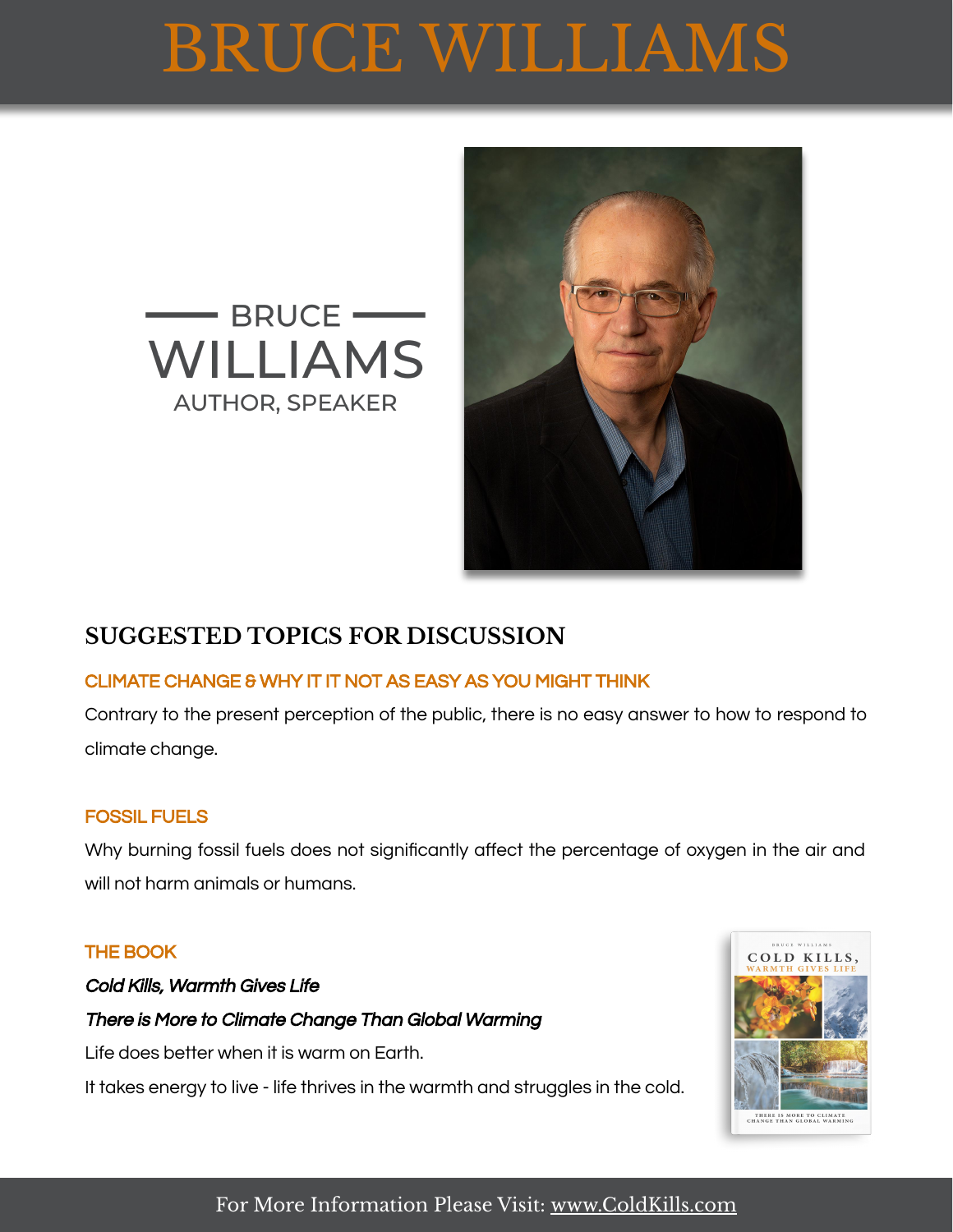# BRUCE WILLIAMS

BRUCE
WILLIAMS
AUTHOR, SPEAKER

## SUGGESTED TOPICS FOR DISCUSSION

### CLIMATE CHANGE & WHY IT IT NOT AS EASY AS YOU MIGHT THINK

Contrary to the present perception of the public, there is no easy answer to how to respond to climate change.

### FOSSIL FUELS

Why burning fossil fuels does not significantly affect the percentage of oxygen in the air and will not harm animals or humans.

### THE BOOK

***Cold Kills, Warmth Gives Life***

***There is More to Climate Change Than Global Warming***

Life does better when it is warm on Earth.

It takes energy to live - life thrives in the warmth and struggles in the cold.

For More Information Please Visit: www.ColdKills.com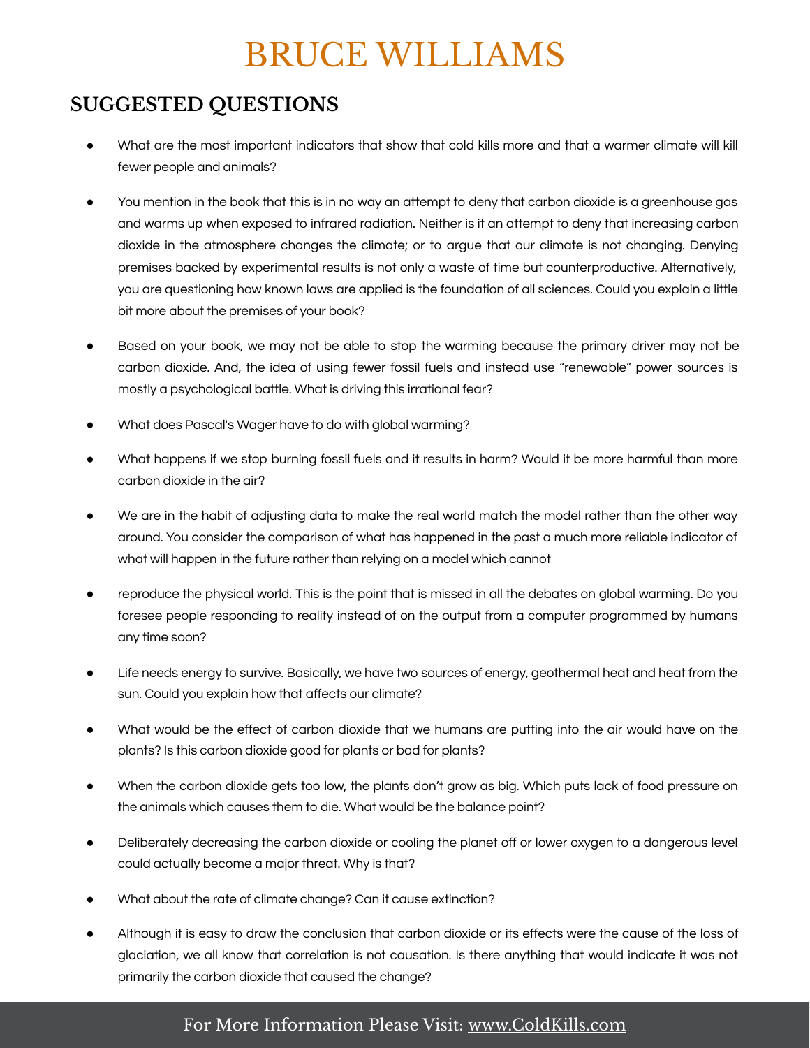# BRUCE WILLIAMS

## SUGGESTED QUESTIONS

- What are the most important indicators that show that cold kills more and that a warmer climate will kill fewer people and animals?
- You mention in the book that this is in no way an attempt to deny that carbon dioxide is a greenhouse gas and warms up when exposed to infrared radiation. Neither is it an attempt to deny that increasing carbon dioxide in the atmosphere changes the climate; or to argue that our climate is not changing. Denying premises backed by experimental results is not only a waste of time but counterproductive. Alternatively, you are questioning how known laws are applied is the foundation of all sciences. Could you explain a little bit more about the premises of your book?
- Based on your book, we may not be able to stop the warming because the primary driver may not be carbon dioxide. And, the idea of using fewer fossil fuels and instead use "renewable" power sources is mostly a psychological battle. What is driving this irrational fear?
- What does Pascal's Wager have to do with global warming?
- What happens if we stop burning fossil fuels and it results in harm? Would it be more harmful than more carbon dioxide in the air?
- We are in the habit of adjusting data to make the real world match the model rather than the other way around. You consider the comparison of what has happened in the past a much more reliable indicator of what will happen in the future rather than relying on a model which cannot
- reproduce the physical world. This is the point that is missed in all the debates on global warming. Do you foresee people responding to reality instead of on the output from a computer programmed by humans any time soon?
- Life needs energy to survive. Basically, we have two sources of energy, geothermal heat and heat from the sun. Could you explain how that affects our climate?
- What would be the effect of carbon dioxide that we humans are putting into the air would have on the plants? Is this carbon dioxide good for plants or bad for plants?
- When the carbon dioxide gets too low, the plants don't grow as big. Which puts lack of food pressure on the animals which causes them to die. What would be the balance point?
- Deliberately decreasing the carbon dioxide or cooling the planet off or lower oxygen to a dangerous level could actually become a major threat. Why is that?
- What about the rate of climate change? Can it cause extinction?
- Although it is easy to draw the conclusion that carbon dioxide or its effects were the cause of the loss of glaciation, we all know that correlation is not causation. Is there anything that would indicate it was not primarily the carbon dioxide that caused the change?

For More Information Please Visit: www.ColdKills.com